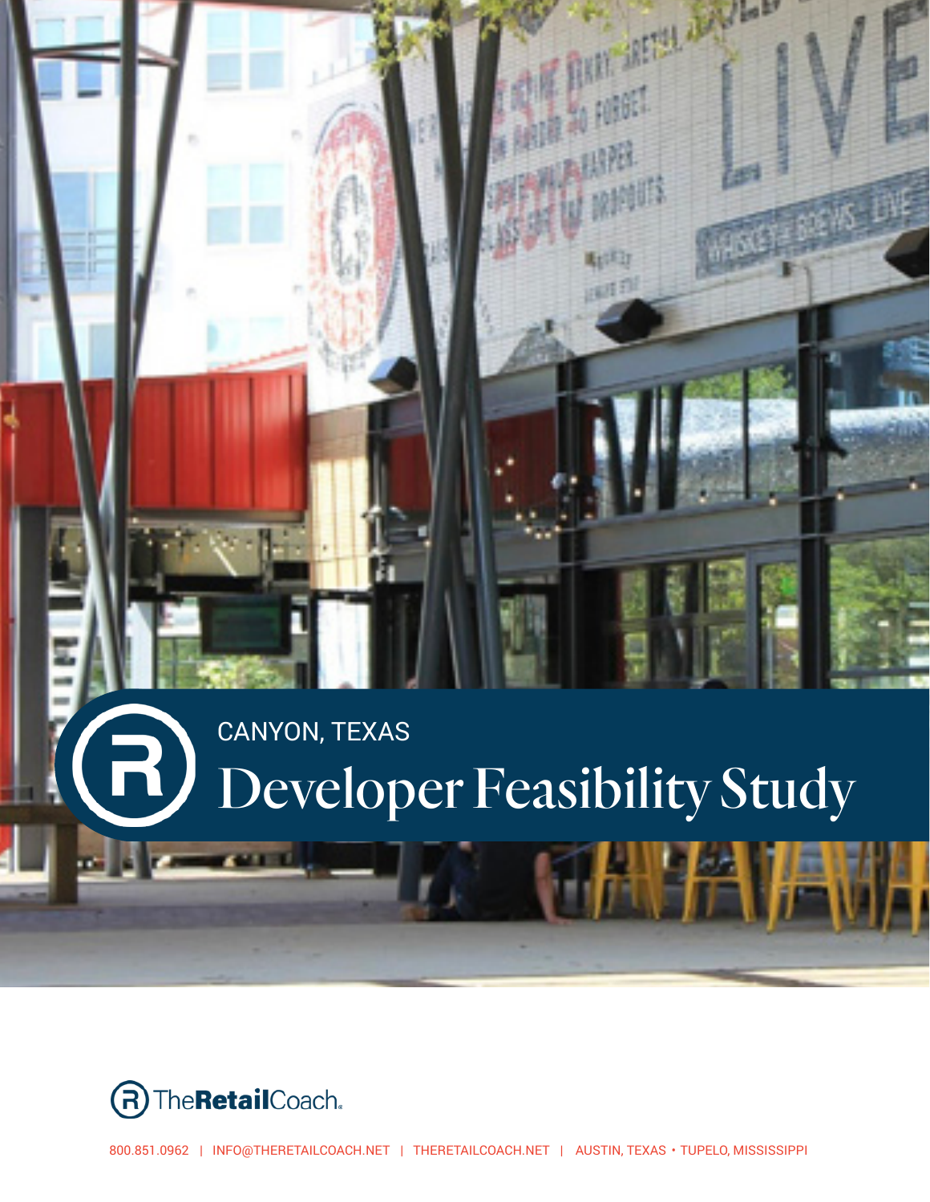CANYON, TEXAS

# Developer Feasibility Study

TheRetailCoach.

800.851.0962 | INFO@THERETAILCOACH.NET | THERETAILCOACH.NET | AUSTIN, TEXAS • TUPELO, MISSISSIPPI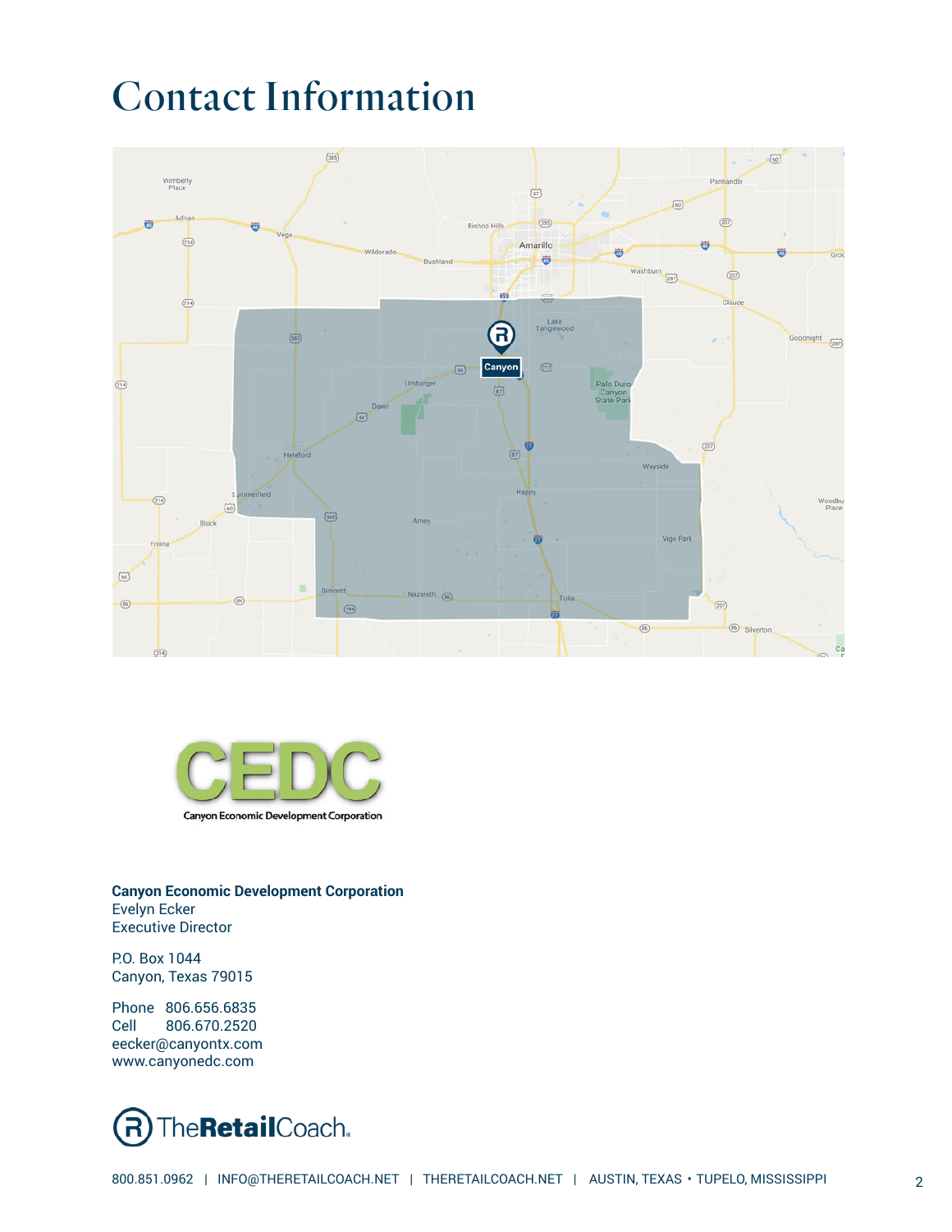# Contact Information

**Canyon Economic Development Corporation**
Evelyn Ecker
Executive Director

P.O. Box 1044
Canyon, Texas 79015

Phone 806.656.6835
Cell 806.670.2520
eecker@canyontx.com
www.canyonedc.com

800.851.0962 | INFO@THERETAILCOACH.NET | THERETAILCOACH.NET | AUSTIN, TEXAS • TUPELO, MISSISSIPPI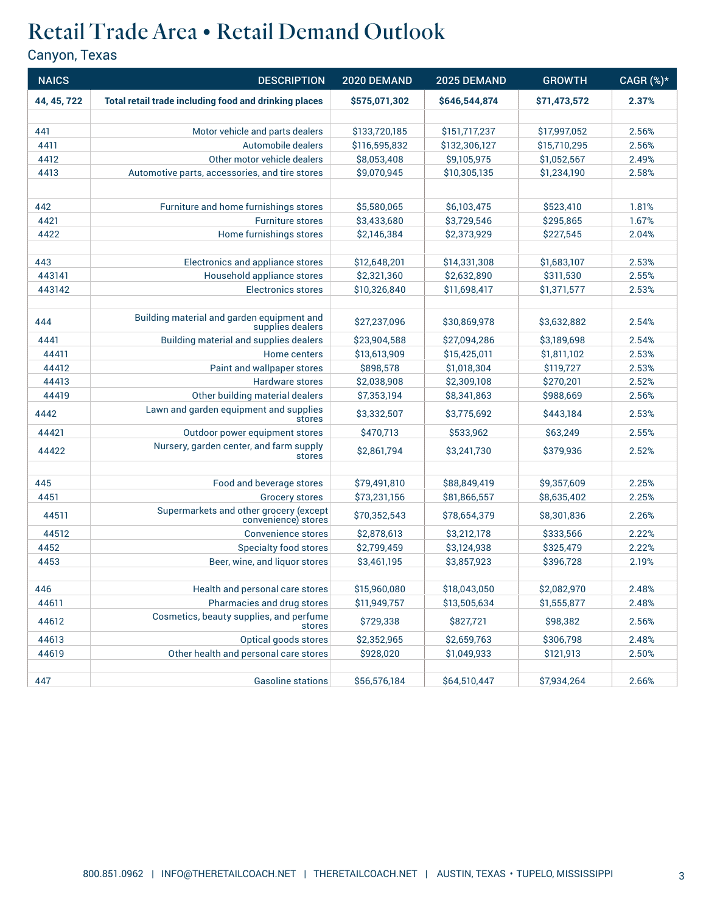# Retail Trade Area • Retail Demand Outlook

Canyon, Texas

| NAICS | DESCRIPTION | 2020 DEMAND | 2025 DEMAND | GROWTH | CAGR (%)* |
|---|---|---|---|---|---|
| **44, 45, 722** | **Total retail trade including food and drinking places** | **$575,071,302** | **$646,544,874** | **$71,473,572** | **2.37%** |
| | | | | | |
| 441 | Motor vehicle and parts dealers | $133,720,185 | $151,717,237 | $17,997,052 | 2.56% |
| 4411 | Automobile dealers | $116,595,832 | $132,306,127 | $15,710,295 | 2.56% |
| 4412 | Other motor vehicle dealers | $8,053,408 | $9,105,975 | $1,052,567 | 2.49% |
| 4413 | Automotive parts, accessories, and tire stores | $9,070,945 | $10,305,135 | $1,234,190 | 2.58% |
| | | | | | |
| 442 | Furniture and home furnishings stores | $5,580,065 | $6,103,475 | $523,410 | 1.81% |
| 4421 | Furniture stores | $3,433,680 | $3,729,546 | $295,865 | 1.67% |
| 4422 | Home furnishings stores | $2,146,384 | $2,373,929 | $227,545 | 2.04% |
| | | | | | |
| 443 | Electronics and appliance stores | $12,648,201 | $14,331,308 | $1,683,107 | 2.53% |
| 443141 | Household appliance stores | $2,321,360 | $2,632,890 | $311,530 | 2.55% |
| 443142 | Electronics stores | $10,326,840 | $11,698,417 | $1,371,577 | 2.53% |
| | | | | | |
| 444 | Building material and garden equipment and supplies dealers | $27,237,096 | $30,869,978 | $3,632,882 | 2.54% |
| 4441 | Building material and supplies dealers | $23,904,588 | $27,094,286 | $3,189,698 | 2.54% |
| 44411 | Home centers | $13,613,909 | $15,425,011 | $1,811,102 | 2.53% |
| 44412 | Paint and wallpaper stores | $898,578 | $1,018,304 | $119,727 | 2.53% |
| 44413 | Hardware stores | $2,038,908 | $2,309,108 | $270,201 | 2.52% |
| 44419 | Other building material dealers | $7,353,194 | $8,341,863 | $988,669 | 2.56% |
| 4442 | Lawn and garden equipment and supplies stores | $3,332,507 | $3,775,692 | $443,184 | 2.53% |
| 44421 | Outdoor power equipment stores | $470,713 | $533,962 | $63,249 | 2.55% |
| 44422 | Nursery, garden center, and farm supply stores | $2,861,794 | $3,241,730 | $379,936 | 2.52% |
| | | | | | |
| 445 | Food and beverage stores | $79,491,810 | $88,849,419 | $9,357,609 | 2.25% |
| 4451 | Grocery stores | $73,231,156 | $81,866,557 | $8,635,402 | 2.25% |
| 44511 | Supermarkets and other grocery (except convenience) stores | $70,352,543 | $78,654,379 | $8,301,836 | 2.26% |
| 44512 | Convenience stores | $2,878,613 | $3,212,178 | $333,566 | 2.22% |
| 4452 | Specialty food stores | $2,799,459 | $3,124,938 | $325,479 | 2.22% |
| 4453 | Beer, wine, and liquor stores | $3,461,195 | $3,857,923 | $396,728 | 2.19% |
| | | | | | |
| 446 | Health and personal care stores | $15,960,080 | $18,043,050 | $2,082,970 | 2.48% |
| 44611 | Pharmacies and drug stores | $11,949,757 | $13,505,634 | $1,555,877 | 2.48% |
| 44612 | Cosmetics, beauty supplies, and perfume stores | $729,338 | $827,721 | $98,382 | 2.56% |
| 44613 | Optical goods stores | $2,352,965 | $2,659,763 | $306,798 | 2.48% |
| 44619 | Other health and personal care stores | $928,020 | $1,049,933 | $121,913 | 2.50% |
| | | | | | |
| 447 | Gasoline stations | $56,576,184 | $64,510,447 | $7,934,264 | 2.66% |

800.851.0962 | INFO@THERETAILCOACH.NET | THERETAILCOACH.NET | AUSTIN, TEXAS • TUPELO, MISSISSIPPI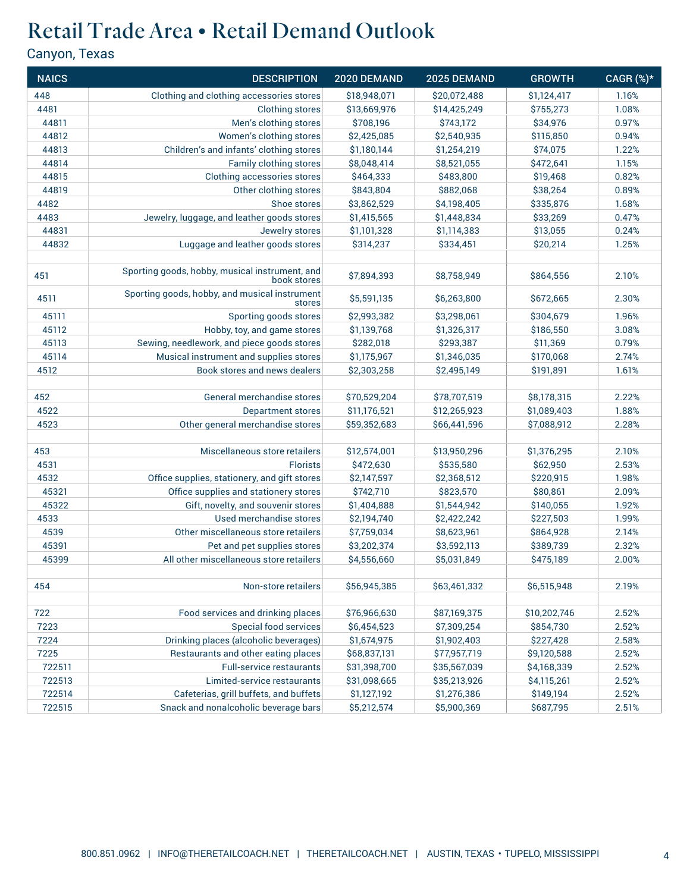# Retail Trade Area • Retail Demand Outlook

Canyon, Texas

| NAICS | DESCRIPTION | 2020 DEMAND | 2025 DEMAND | GROWTH | CAGR (%)* |
|---|---|---|---|---|---|
| 448 | Clothing and clothing accessories stores | $18,948,071 | $20,072,488 | $1,124,417 | 1.16% |
| 4481 | Clothing stores | $13,669,976 | $14,425,249 | $755,273 | 1.08% |
| 44811 | Men's clothing stores | $708,196 | $743,172 | $34,976 | 0.97% |
| 44812 | Women's clothing stores | $2,425,085 | $2,540,935 | $115,850 | 0.94% |
| 44813 | Children's and infants' clothing stores | $1,180,144 | $1,254,219 | $74,075 | 1.22% |
| 44814 | Family clothing stores | $8,048,414 | $8,521,055 | $472,641 | 1.15% |
| 44815 | Clothing accessories stores | $464,333 | $483,800 | $19,468 | 0.82% |
| 44819 | Other clothing stores | $843,804 | $882,068 | $38,264 | 0.89% |
| 4482 | Shoe stores | $3,862,529 | $4,198,405 | $335,876 | 1.68% |
| 4483 | Jewelry, luggage, and leather goods stores | $1,415,565 | $1,448,834 | $33,269 | 0.47% |
| 44831 | Jewelry stores | $1,101,328 | $1,114,383 | $13,055 | 0.24% |
| 44832 | Luggage and leather goods stores | $314,237 | $334,451 | $20,214 | 1.25% |
| | | | | | |
| 451 | Sporting goods, hobby, musical instrument, and book stores | $7,894,393 | $8,758,949 | $864,556 | 2.10% |
| 4511 | Sporting goods, hobby, and musical instrument stores | $5,591,135 | $6,263,800 | $672,665 | 2.30% |
| 45111 | Sporting goods stores | $2,993,382 | $3,298,061 | $304,679 | 1.96% |
| 45112 | Hobby, toy, and game stores | $1,139,768 | $1,326,317 | $186,550 | 3.08% |
| 45113 | Sewing, needlework, and piece goods stores | $282,018 | $293,387 | $11,369 | 0.79% |
| 45114 | Musical instrument and supplies stores | $1,175,967 | $1,346,035 | $170,068 | 2.74% |
| 4512 | Book stores and news dealers | $2,303,258 | $2,495,149 | $191,891 | 1.61% |
| | | | | | |
| 452 | General merchandise stores | $70,529,204 | $78,707,519 | $8,178,315 | 2.22% |
| 4522 | Department stores | $11,176,521 | $12,265,923 | $1,089,403 | 1.88% |
| 4523 | Other general merchandise stores | $59,352,683 | $66,441,596 | $7,088,912 | 2.28% |
| | | | | | |
| 453 | Miscellaneous store retailers | $12,574,001 | $13,950,296 | $1,376,295 | 2.10% |
| 4531 | Florists | $472,630 | $535,580 | $62,950 | 2.53% |
| 4532 | Office supplies, stationery, and gift stores | $2,147,597 | $2,368,512 | $220,915 | 1.98% |
| 45321 | Office supplies and stationery stores | $742,710 | $823,570 | $80,861 | 2.09% |
| 45322 | Gift, novelty, and souvenir stores | $1,404,888 | $1,544,942 | $140,055 | 1.92% |
| 4533 | Used merchandise stores | $2,194,740 | $2,422,242 | $227,503 | 1.99% |
| 4539 | Other miscellaneous store retailers | $7,759,034 | $8,623,961 | $864,928 | 2.14% |
| 45391 | Pet and pet supplies stores | $3,202,374 | $3,592,113 | $389,739 | 2.32% |
| 45399 | All other miscellaneous store retailers | $4,556,660 | $5,031,849 | $475,189 | 2.00% |
| | | | | | |
| 454 | Non-store retailers | $56,945,385 | $63,461,332 | $6,515,948 | 2.19% |
| | | | | | |
| 722 | Food services and drinking places | $76,966,630 | $87,169,375 | $10,202,746 | 2.52% |
| 7223 | Special food services | $6,454,523 | $7,309,254 | $854,730 | 2.52% |
| 7224 | Drinking places (alcoholic beverages) | $1,674,975 | $1,902,403 | $227,428 | 2.58% |
| 7225 | Restaurants and other eating places | $68,837,131 | $77,957,719 | $9,120,588 | 2.52% |
| 722511 | Full-service restaurants | $31,398,700 | $35,567,039 | $4,168,339 | 2.52% |
| 722513 | Limited-service restaurants | $31,098,665 | $35,213,926 | $4,115,261 | 2.52% |
| 722514 | Cafeterias, grill buffets, and buffets | $1,127,192 | $1,276,386 | $149,194 | 2.52% |
| 722515 | Snack and nonalcoholic beverage bars | $5,212,574 | $5,900,369 | $687,795 | 2.51% |

800.851.0962 | INFO@THERETAILCOACH.NET | THERETAILCOACH.NET | AUSTIN, TEXAS • TUPELO, MISSISSIPPI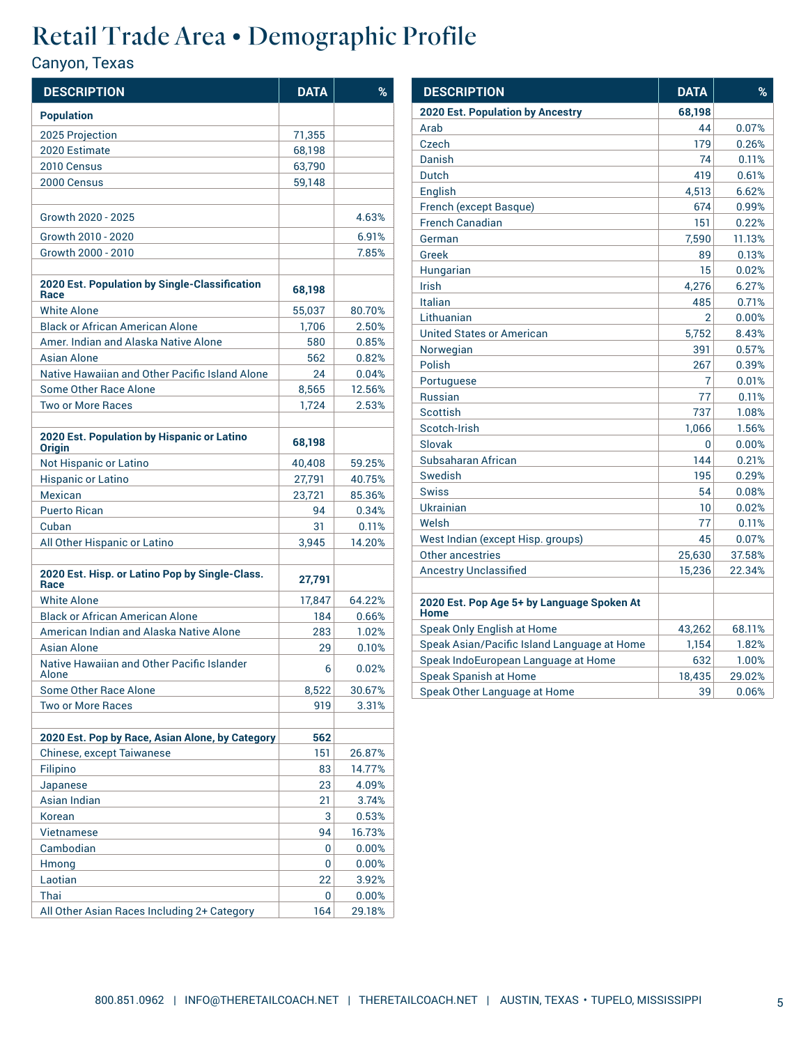# Retail Trade Area • Demographic Profile

Canyon, Texas

| DESCRIPTION | DATA | % |
|---|---|---|
| **Population** | | |
| 2025 Projection | 71,355 | |
| 2020 Estimate | 68,198 | |
| 2010 Census | 63,790 | |
| 2000 Census | 59,148 | |
| | | |
| Growth 2020 - 2025 | | 4.63% |
| Growth 2010 - 2020 | | 6.91% |
| Growth 2000 - 2010 | | 7.85% |
| | | |
| **2020 Est. Population by Single-Classification Race** | **68,198** | |
| White Alone | 55,037 | 80.70% |
| Black or African American Alone | 1,706 | 2.50% |
| Amer. Indian and Alaska Native Alone | 580 | 0.85% |
| Asian Alone | 562 | 0.82% |
| Native Hawaiian and Other Pacific Island Alone | 24 | 0.04% |
| Some Other Race Alone | 8,565 | 12.56% |
| Two or More Races | 1,724 | 2.53% |
| | | |
| **2020 Est. Population by Hispanic or Latino Origin** | **68,198** | |
| Not Hispanic or Latino | 40,408 | 59.25% |
| Hispanic or Latino | 27,791 | 40.75% |
| Mexican | 23,721 | 85.36% |
| Puerto Rican | 94 | 0.34% |
| Cuban | 31 | 0.11% |
| All Other Hispanic or Latino | 3,945 | 14.20% |
| | | |
| **2020 Est. Hisp. or Latino Pop by Single-Class. Race** | **27,791** | |
| White Alone | 17,847 | 64.22% |
| Black or African American Alone | 184 | 0.66% |
| American Indian and Alaska Native Alone | 283 | 1.02% |
| Asian Alone | 29 | 0.10% |
| Native Hawaiian and Other Pacific Islander Alone | 6 | 0.02% |
| Some Other Race Alone | 8,522 | 30.67% |
| Two or More Races | 919 | 3.31% |
| | | |
| **2020 Est. Pop by Race, Asian Alone, by Category** | **562** | |
| Chinese, except Taiwanese | 151 | 26.87% |
| Filipino | 83 | 14.77% |
| Japanese | 23 | 4.09% |
| Asian Indian | 21 | 3.74% |
| Korean | 3 | 0.53% |
| Vietnamese | 94 | 16.73% |
| Cambodian | 0 | 0.00% |
| Hmong | 0 | 0.00% |
| Laotian | 22 | 3.92% |
| Thai | 0 | 0.00% |
| All Other Asian Races Including 2+ Category | 164 | 29.18% |

| DESCRIPTION | DATA | % |
|---|---|---|
| **2020 Est. Population by Ancestry** | **68,198** | |
| Arab | 44 | 0.07% |
| Czech | 179 | 0.26% |
| Danish | 74 | 0.11% |
| Dutch | 419 | 0.61% |
| English | 4,513 | 6.62% |
| French (except Basque) | 674 | 0.99% |
| French Canadian | 151 | 0.22% |
| German | 7,590 | 11.13% |
| Greek | 89 | 0.13% |
| Hungarian | 15 | 0.02% |
| Irish | 4,276 | 6.27% |
| Italian | 485 | 0.71% |
| Lithuanian | 2 | 0.00% |
| United States or American | 5,752 | 8.43% |
| Norwegian | 391 | 0.57% |
| Polish | 267 | 0.39% |
| Portuguese | 7 | 0.01% |
| Russian | 77 | 0.11% |
| Scottish | 737 | 1.08% |
| Scotch-Irish | 1,066 | 1.56% |
| Slovak | 0 | 0.00% |
| Subsaharan African | 144 | 0.21% |
| Swedish | 195 | 0.29% |
| Swiss | 54 | 0.08% |
| Ukrainian | 10 | 0.02% |
| Welsh | 77 | 0.11% |
| West Indian (except Hisp. groups) | 45 | 0.07% |
| Other ancestries | 25,630 | 37.58% |
| Ancestry Unclassified | 15,236 | 22.34% |
| | | |
| **2020 Est. Pop Age 5+ by Language Spoken At Home** | | |
| Speak Only English at Home | 43,262 | 68.11% |
| Speak Asian/Pacific Island Language at Home | 1,154 | 1.82% |
| Speak IndoEuropean Language at Home | 632 | 1.00% |
| Speak Spanish at Home | 18,435 | 29.02% |
| Speak Other Language at Home | 39 | 0.06% |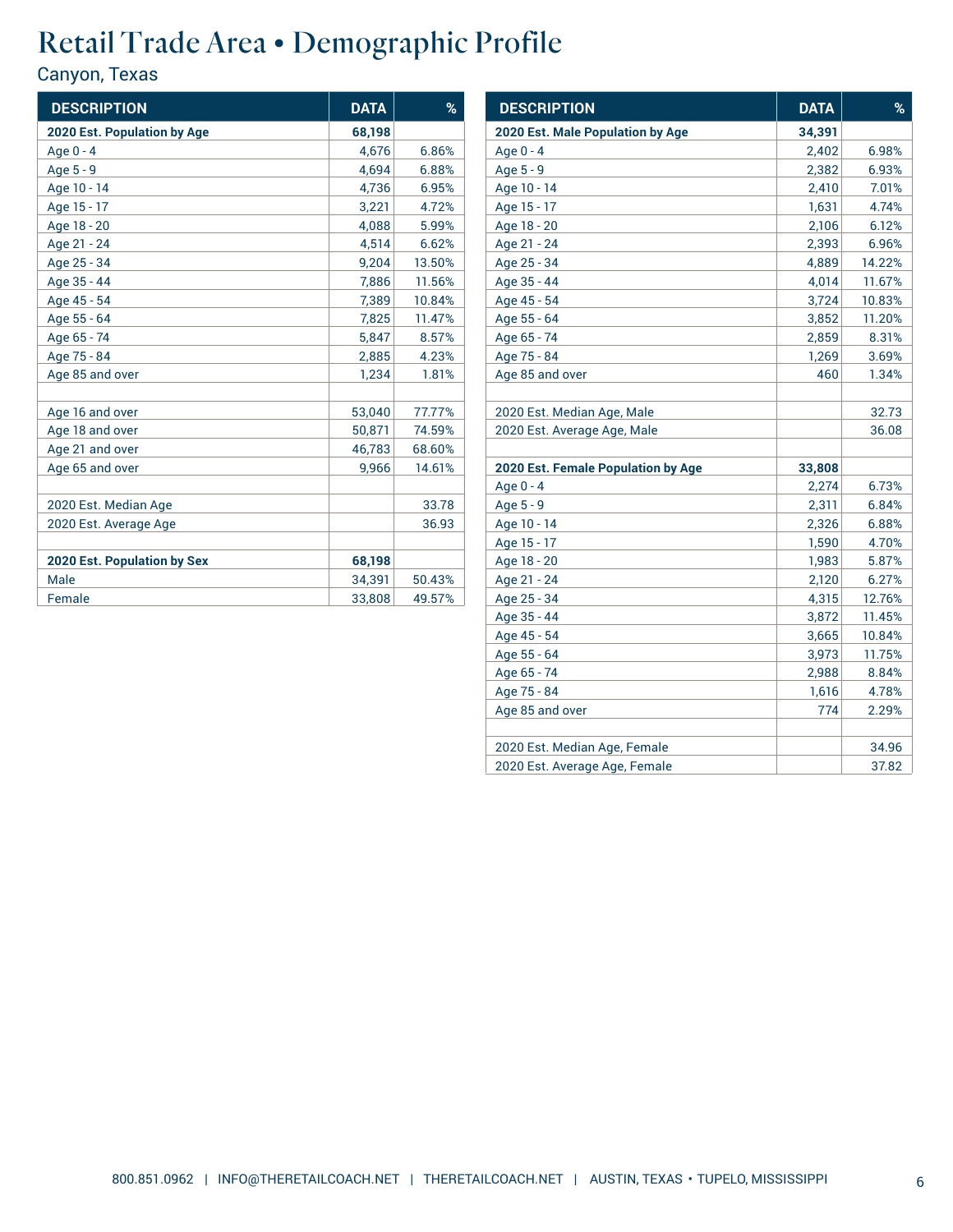# Retail Trade Area • Demographic Profile

Canyon, Texas

| DESCRIPTION | DATA | % |
|---|---|---|
| **2020 Est. Population by Age** | **68,198** | |
| Age 0 - 4 | 4,676 | 6.86% |
| Age 5 - 9 | 4,694 | 6.88% |
| Age 10 - 14 | 4,736 | 6.95% |
| Age 15 - 17 | 3,221 | 4.72% |
| Age 18 - 20 | 4,088 | 5.99% |
| Age 21 - 24 | 4,514 | 6.62% |
| Age 25 - 34 | 9,204 | 13.50% |
| Age 35 - 44 | 7,886 | 11.56% |
| Age 45 - 54 | 7,389 | 10.84% |
| Age 55 - 64 | 7,825 | 11.47% |
| Age 65 - 74 | 5,847 | 8.57% |
| Age 75 - 84 | 2,885 | 4.23% |
| Age 85 and over | 1,234 | 1.81% |
| | | |
| Age 16 and over | 53,040 | 77.77% |
| Age 18 and over | 50,871 | 74.59% |
| Age 21 and over | 46,783 | 68.60% |
| Age 65 and over | 9,966 | 14.61% |
| | | |
| 2020 Est. Median Age | | 33.78 |
| 2020 Est. Average Age | | 36.93 |
| | | |
| **2020 Est. Population by Sex** | **68,198** | |
| Male | 34,391 | 50.43% |
| Female | 33,808 | 49.57% |

| DESCRIPTION | DATA | % |
|---|---|---|
| **2020 Est. Male Population by Age** | **34,391** | |
| Age 0 - 4 | 2,402 | 6.98% |
| Age 5 - 9 | 2,382 | 6.93% |
| Age 10 - 14 | 2,410 | 7.01% |
| Age 15 - 17 | 1,631 | 4.74% |
| Age 18 - 20 | 2,106 | 6.12% |
| Age 21 - 24 | 2,393 | 6.96% |
| Age 25 - 34 | 4,889 | 14.22% |
| Age 35 - 44 | 4,014 | 11.67% |
| Age 45 - 54 | 3,724 | 10.83% |
| Age 55 - 64 | 3,852 | 11.20% |
| Age 65 - 74 | 2,859 | 8.31% |
| Age 75 - 84 | 1,269 | 3.69% |
| Age 85 and over | 460 | 1.34% |
| | | |
| 2020 Est. Median Age, Male | | 32.73 |
| 2020 Est. Average Age, Male | | 36.08 |
| | | |
| **2020 Est. Female Population by Age** | **33,808** | |
| Age 0 - 4 | 2,274 | 6.73% |
| Age 5 - 9 | 2,311 | 6.84% |
| Age 10 - 14 | 2,326 | 6.88% |
| Age 15 - 17 | 1,590 | 4.70% |
| Age 18 - 20 | 1,983 | 5.87% |
| Age 21 - 24 | 2,120 | 6.27% |
| Age 25 - 34 | 4,315 | 12.76% |
| Age 35 - 44 | 3,872 | 11.45% |
| Age 45 - 54 | 3,665 | 10.84% |
| Age 55 - 64 | 3,973 | 11.75% |
| Age 65 - 74 | 2,988 | 8.84% |
| Age 75 - 84 | 1,616 | 4.78% |
| Age 85 and over | 774 | 2.29% |
| | | |
| 2020 Est. Median Age, Female | | 34.96 |
| 2020 Est. Average Age, Female | | 37.82 |

800.851.0962 | INFO@THERETAILCOACH.NET | THERETAILCOACH.NET | AUSTIN, TEXAS • TUPELO, MISSISSIPPI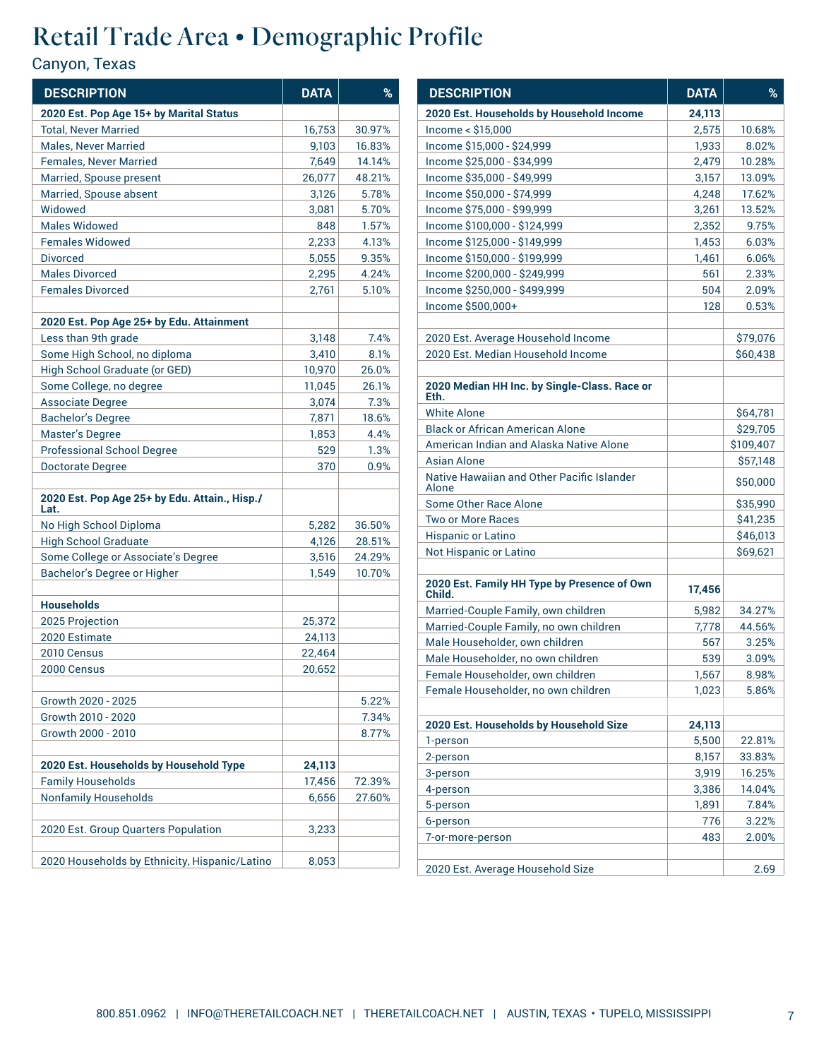# Retail Trade Area • Demographic Profile

Canyon, Texas

| DESCRIPTION | DATA | % |
|---|---|---|
| **2020 Est. Pop Age 15+ by Marital Status** | | |
| Total, Never Married | 16,753 | 30.97% |
| Males, Never Married | 9,103 | 16.83% |
| Females, Never Married | 7,649 | 14.14% |
| Married, Spouse present | 26,077 | 48.21% |
| Married, Spouse absent | 3,126 | 5.78% |
| Widowed | 3,081 | 5.70% |
| Males Widowed | 848 | 1.57% |
| Females Widowed | 2,233 | 4.13% |
| Divorced | 5,055 | 9.35% |
| Males Divorced | 2,295 | 4.24% |
| Females Divorced | 2,761 | 5.10% |
| | | |
| **2020 Est. Pop Age 25+ by Edu. Attainment** | | |
| Less than 9th grade | 3,148 | 7.4% |
| Some High School, no diploma | 3,410 | 8.1% |
| High School Graduate (or GED) | 10,970 | 26.0% |
| Some College, no degree | 11,045 | 26.1% |
| Associate Degree | 3,074 | 7.3% |
| Bachelor's Degree | 7,871 | 18.6% |
| Master's Degree | 1,853 | 4.4% |
| Professional School Degree | 529 | 1.3% |
| Doctorate Degree | 370 | 0.9% |
| | | |
| **2020 Est. Pop Age 25+ by Edu. Attain., Hisp./ Lat.** | | |
| No High School Diploma | 5,282 | 36.50% |
| High School Graduate | 4,126 | 28.51% |
| Some College or Associate's Degree | 3,516 | 24.29% |
| Bachelor's Degree or Higher | 1,549 | 10.70% |
| | | |
| **Households** | | |
| 2025 Projection | 25,372 | |
| 2020 Estimate | 24,113 | |
| 2010 Census | 22,464 | |
| 2000 Census | 20,652 | |
| | | |
| Growth 2020 - 2025 | | 5.22% |
| Growth 2010 - 2020 | | 7.34% |
| Growth 2000 - 2010 | | 8.77% |
| | | |
| **2020 Est. Households by Household Type** | **24,113** | |
| Family Households | 17,456 | 72.39% |
| Nonfamily Households | 6,656 | 27.60% |
| | | |
| 2020 Est. Group Quarters Population | 3,233 | |
| | | |
| 2020 Households by Ethnicity, Hispanic/Latino | 8,053 | |

| DESCRIPTION | DATA | % |
|---|---|---|
| **2020 Est. Households by Household Income** | **24,113** | |
| Income < $15,000 | 2,575 | 10.68% |
| Income $15,000 - $24,999 | 1,933 | 8.02% |
| Income $25,000 - $34,999 | 2,479 | 10.28% |
| Income $35,000 - $49,999 | 3,157 | 13.09% |
| Income $50,000 - $74,999 | 4,248 | 17.62% |
| Income $75,000 - $99,999 | 3,261 | 13.52% |
| Income $100,000 - $124,999 | 2,352 | 9.75% |
| Income $125,000 - $149,999 | 1,453 | 6.03% |
| Income $150,000 - $199,999 | 1,461 | 6.06% |
| Income $200,000 - $249,999 | 561 | 2.33% |
| Income $250,000 - $499,999 | 504 | 2.09% |
| Income $500,000+ | 128 | 0.53% |
| | | |
| 2020 Est. Average Household Income | | $79,076 |
| 2020 Est. Median Household Income | | $60,438 |
| | | |
| **2020 Median HH Inc. by Single-Class. Race or Eth.** | | |
| White Alone | | $64,781 |
| Black or African American Alone | | $29,705 |
| American Indian and Alaska Native Alone | | $109,407 |
| Asian Alone | | $57,148 |
| Native Hawaiian and Other Pacific Islander Alone | | $50,000 |
| Some Other Race Alone | | $35,990 |
| Two or More Races | | $41,235 |
| Hispanic or Latino | | $46,013 |
| Not Hispanic or Latino | | $69,621 |
| | | |
| **2020 Est. Family HH Type by Presence of Own Child.** | **17,456** | |
| Married-Couple Family, own children | 5,982 | 34.27% |
| Married-Couple Family, no own children | 7,778 | 44.56% |
| Male Householder, own children | 567 | 3.25% |
| Male Householder, no own children | 539 | 3.09% |
| Female Householder, own children | 1,567 | 8.98% |
| Female Householder, no own children | 1,023 | 5.86% |
| | | |
| **2020 Est. Households by Household Size** | **24,113** | |
| 1-person | 5,500 | 22.81% |
| 2-person | 8,157 | 33.83% |
| 3-person | 3,919 | 16.25% |
| 4-person | 3,386 | 14.04% |
| 5-person | 1,891 | 7.84% |
| 6-person | 776 | 3.22% |
| 7-or-more-person | 483 | 2.00% |
| | | |
| 2020 Est. Average Household Size | | 2.69 |

800.851.0962 | INFO@THERETAILCOACH.NET | THERETAILCOACH.NET | AUSTIN, TEXAS • TUPELO, MISSISSIPPI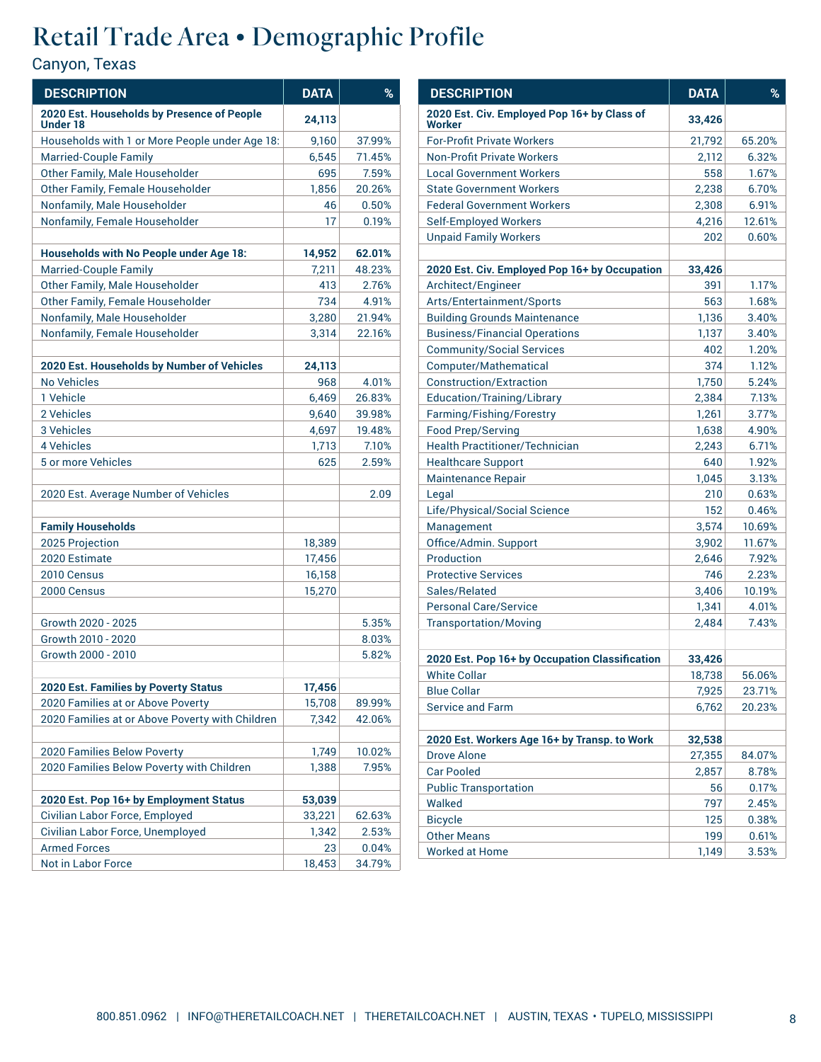# Retail Trade Area • Demographic Profile

Canyon, Texas

| DESCRIPTION | DATA | % |
|---|---|---|
| **2020 Est. Households by Presence of People Under 18** | **24,113** | |
| Households with 1 or More People under Age 18: | 9,160 | 37.99% |
| Married-Couple Family | 6,545 | 71.45% |
| Other Family, Male Householder | 695 | 7.59% |
| Other Family, Female Householder | 1,856 | 20.26% |
| Nonfamily, Male Householder | 46 | 0.50% |
| Nonfamily, Female Householder | 17 | 0.19% |
| | | |
| **Households with No People under Age 18:** | **14,952** | **62.01%** |
| Married-Couple Family | 7,211 | 48.23% |
| Other Family, Male Householder | 413 | 2.76% |
| Other Family, Female Householder | 734 | 4.91% |
| Nonfamily, Male Householder | 3,280 | 21.94% |
| Nonfamily, Female Householder | 3,314 | 22.16% |
| | | |
| **2020 Est. Households by Number of Vehicles** | **24,113** | |
| No Vehicles | 968 | 4.01% |
| 1 Vehicle | 6,469 | 26.83% |
| 2 Vehicles | 9,640 | 39.98% |
| 3 Vehicles | 4,697 | 19.48% |
| 4 Vehicles | 1,713 | 7.10% |
| 5 or more Vehicles | 625 | 2.59% |
| | | |
| 2020 Est. Average Number of Vehicles | | 2.09 |
| | | |
| **Family Households** | | |
| 2025 Projection | 18,389 | |
| 2020 Estimate | 17,456 | |
| 2010 Census | 16,158 | |
| 2000 Census | 15,270 | |
| | | |
| Growth 2020 - 2025 | | 5.35% |
| Growth 2010 - 2020 | | 8.03% |
| Growth 2000 - 2010 | | 5.82% |
| | | |
| **2020 Est. Families by Poverty Status** | **17,456** | |
| 2020 Families at or Above Poverty | 15,708 | 89.99% |
| 2020 Families at or Above Poverty with Children | 7,342 | 42.06% |
| | | |
| 2020 Families Below Poverty | 1,749 | 10.02% |
| 2020 Families Below Poverty with Children | 1,388 | 7.95% |
| | | |
| **2020 Est. Pop 16+ by Employment Status** | **53,039** | |
| Civilian Labor Force, Employed | 33,221 | 62.63% |
| Civilian Labor Force, Unemployed | 1,342 | 2.53% |
| Armed Forces | 23 | 0.04% |
| Not in Labor Force | 18,453 | 34.79% |

| DESCRIPTION | DATA | % |
|---|---|---|
| **2020 Est. Civ. Employed Pop 16+ by Class of Worker** | **33,426** | |
| For-Profit Private Workers | 21,792 | 65.20% |
| Non-Profit Private Workers | 2,112 | 6.32% |
| Local Government Workers | 558 | 1.67% |
| State Government Workers | 2,238 | 6.70% |
| Federal Government Workers | 2,308 | 6.91% |
| Self-Employed Workers | 4,216 | 12.61% |
| Unpaid Family Workers | 202 | 0.60% |
| | | |
| **2020 Est. Civ. Employed Pop 16+ by Occupation** | **33,426** | |
| Architect/Engineer | 391 | 1.17% |
| Arts/Entertainment/Sports | 563 | 1.68% |
| Building Grounds Maintenance | 1,136 | 3.40% |
| Business/Financial Operations | 1,137 | 3.40% |
| Community/Social Services | 402 | 1.20% |
| Computer/Mathematical | 374 | 1.12% |
| Construction/Extraction | 1,750 | 5.24% |
| Education/Training/Library | 2,384 | 7.13% |
| Farming/Fishing/Forestry | 1,261 | 3.77% |
| Food Prep/Serving | 1,638 | 4.90% |
| Health Practitioner/Technician | 2,243 | 6.71% |
| Healthcare Support | 640 | 1.92% |
| Maintenance Repair | 1,045 | 3.13% |
| Legal | 210 | 0.63% |
| Life/Physical/Social Science | 152 | 0.46% |
| Management | 3,574 | 10.69% |
| Office/Admin. Support | 3,902 | 11.67% |
| Production | 2,646 | 7.92% |
| Protective Services | 746 | 2.23% |
| Sales/Related | 3,406 | 10.19% |
| Personal Care/Service | 1,341 | 4.01% |
| Transportation/Moving | 2,484 | 7.43% |
| | | |
| **2020 Est. Pop 16+ by Occupation Classification** | **33,426** | |
| White Collar | 18,738 | 56.06% |
| Blue Collar | 7,925 | 23.71% |
| Service and Farm | 6,762 | 20.23% |
| | | |
| **2020 Est. Workers Age 16+ by Transp. to Work** | **32,538** | |
| Drove Alone | 27,355 | 84.07% |
| Car Pooled | 2,857 | 8.78% |
| Public Transportation | 56 | 0.17% |
| Walked | 797 | 2.45% |
| Bicycle | 125 | 0.38% |
| Other Means | 199 | 0.61% |
| Worked at Home | 1,149 | 3.53% |

800.851.0962 | INFO@THERETAILCOACH.NET | THERETAILCOACH.NET | AUSTIN, TEXAS • TUPELO, MISSISSIPPI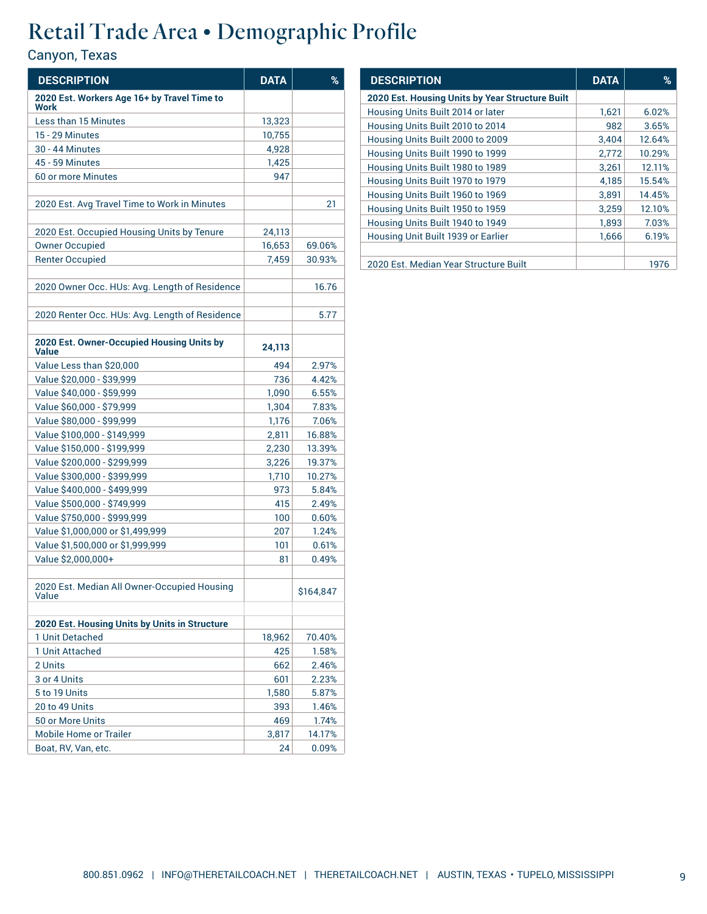# Retail Trade Area • Demographic Profile

Canyon, Texas

| DESCRIPTION | DATA | % |
|---|---|---|
| **2020 Est. Workers Age 16+ by Travel Time to Work** | | |
| Less than 15 Minutes | 13,323 | |
| 15 - 29 Minutes | 10,755 | |
| 30 - 44 Minutes | 4,928 | |
| 45 - 59 Minutes | 1,425 | |
| 60 or more Minutes | 947 | |
| | | |
| 2020 Est. Avg Travel Time to Work in Minutes | | 21 |
| | | |
| 2020 Est. Occupied Housing Units by Tenure | 24,113 | |
| Owner Occupied | 16,653 | 69.06% |
| Renter Occupied | 7,459 | 30.93% |
| | | |
| 2020 Owner Occ. HUs: Avg. Length of Residence | | 16.76 |
| | | |
| 2020 Renter Occ. HUs: Avg. Length of Residence | | 5.77 |
| | | |
| **2020 Est. Owner-Occupied Housing Units by Value** | **24,113** | |
| Value Less than $20,000 | 494 | 2.97% |
| Value $20,000 - $39,999 | 736 | 4.42% |
| Value $40,000 - $59,999 | 1,090 | 6.55% |
| Value $60,000 - $79,999 | 1,304 | 7.83% |
| Value $80,000 - $99,999 | 1,176 | 7.06% |
| Value $100,000 - $149,999 | 2,811 | 16.88% |
| Value $150,000 - $199,999 | 2,230 | 13.39% |
| Value $200,000 - $299,999 | 3,226 | 19.37% |
| Value $300,000 - $399,999 | 1,710 | 10.27% |
| Value $400,000 - $499,999 | 973 | 5.84% |
| Value $500,000 - $749,999 | 415 | 2.49% |
| Value $750,000 - $999,999 | 100 | 0.60% |
| Value $1,000,000 or $1,499,999 | 207 | 1.24% |
| Value $1,500,000 or $1,999,999 | 101 | 0.61% |
| Value $2,000,000+ | 81 | 0.49% |
| | | |
| 2020 Est. Median All Owner-Occupied Housing Value | | $164,847 |
| | | |
| **2020 Est. Housing Units by Units in Structure** | | |
| 1 Unit Detached | 18,962 | 70.40% |
| 1 Unit Attached | 425 | 1.58% |
| 2 Units | 662 | 2.46% |
| 3 or 4 Units | 601 | 2.23% |
| 5 to 19 Units | 1,580 | 5.87% |
| 20 to 49 Units | 393 | 1.46% |
| 50 or More Units | 469 | 1.74% |
| Mobile Home or Trailer | 3,817 | 14.17% |
| Boat, RV, Van, etc. | 24 | 0.09% |

| DESCRIPTION | DATA | % |
|---|---|---|
| **2020 Est. Housing Units by Year Structure Built** | | |
| Housing Units Built 2014 or later | 1,621 | 6.02% |
| Housing Units Built 2010 to 2014 | 982 | 3.65% |
| Housing Units Built 2000 to 2009 | 3,404 | 12.64% |
| Housing Units Built 1990 to 1999 | 2,772 | 10.29% |
| Housing Units Built 1980 to 1989 | 3,261 | 12.11% |
| Housing Units Built 1970 to 1979 | 4,185 | 15.54% |
| Housing Units Built 1960 to 1969 | 3,891 | 14.45% |
| Housing Units Built 1950 to 1959 | 3,259 | 12.10% |
| Housing Units Built 1940 to 1949 | 1,893 | 7.03% |
| Housing Unit Built 1939 or Earlier | 1,666 | 6.19% |
| | | |
| 2020 Est. Median Year Structure Built | | 1976 |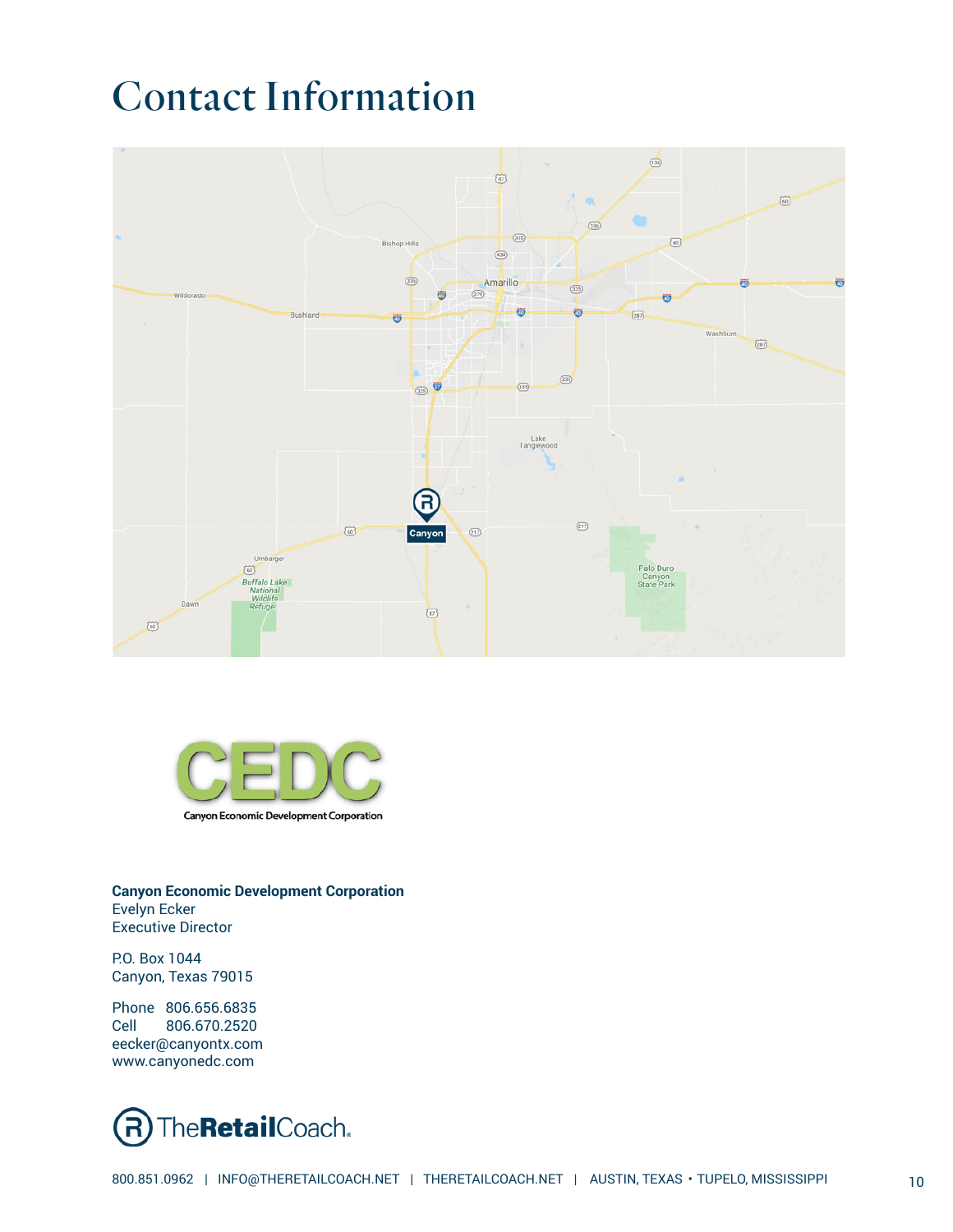# Contact Information

**Canyon Economic Development Corporation**
Evelyn Ecker
Executive Director

P.O. Box 1044
Canyon, Texas 79015

Phone 806.656.6835
Cell 806.670.2520
eecker@canyontx.com
www.canyonedc.com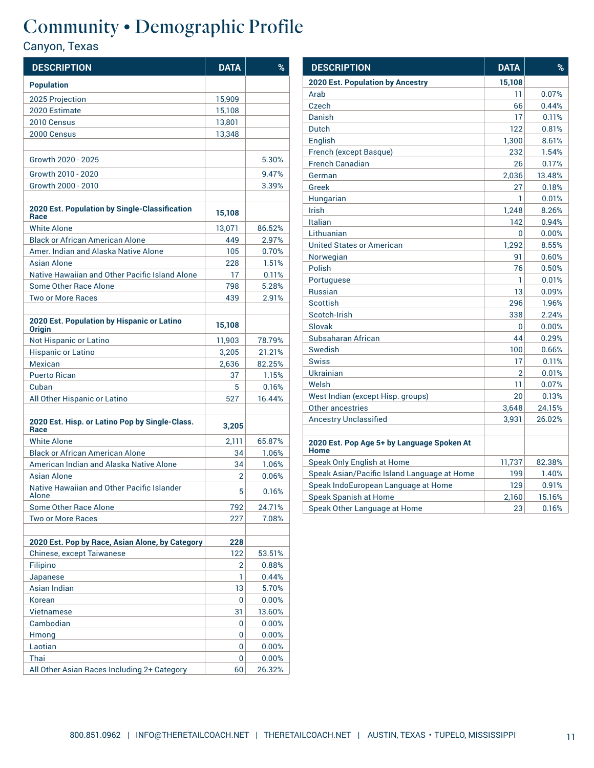# Community • Demographic Profile

Canyon, Texas

| DESCRIPTION | DATA | % |
|---|---|---|
| **Population** | | |
| 2025 Projection | 15,909 | |
| 2020 Estimate | 15,108 | |
| 2010 Census | 13,801 | |
| 2000 Census | 13,348 | |
| | | |
| Growth 2020 - 2025 | | 5.30% |
| Growth 2010 - 2020 | | 9.47% |
| Growth 2000 - 2010 | | 3.39% |
| | | |
| **2020 Est. Population by Single-Classification Race** | **15,108** | |
| White Alone | 13,071 | 86.52% |
| Black or African American Alone | 449 | 2.97% |
| Amer. Indian and Alaska Native Alone | 105 | 0.70% |
| Asian Alone | 228 | 1.51% |
| Native Hawaiian and Other Pacific Island Alone | 17 | 0.11% |
| Some Other Race Alone | 798 | 5.28% |
| Two or More Races | 439 | 2.91% |
| | | |
| **2020 Est. Population by Hispanic or Latino Origin** | **15,108** | |
| Not Hispanic or Latino | 11,903 | 78.79% |
| Hispanic or Latino | 3,205 | 21.21% |
| Mexican | 2,636 | 82.25% |
| Puerto Rican | 37 | 1.15% |
| Cuban | 5 | 0.16% |
| All Other Hispanic or Latino | 527 | 16.44% |
| | | |
| **2020 Est. Hisp. or Latino Pop by Single-Class. Race** | **3,205** | |
| White Alone | 2,111 | 65.87% |
| Black or African American Alone | 34 | 1.06% |
| American Indian and Alaska Native Alone | 34 | 1.06% |
| Asian Alone | 2 | 0.06% |
| Native Hawaiian and Other Pacific Islander Alone | 5 | 0.16% |
| Some Other Race Alone | 792 | 24.71% |
| Two or More Races | 227 | 7.08% |
| | | |
| **2020 Est. Pop by Race, Asian Alone, by Category** | **228** | |
| Chinese, except Taiwanese | 122 | 53.51% |
| Filipino | 2 | 0.88% |
| Japanese | 1 | 0.44% |
| Asian Indian | 13 | 5.70% |
| Korean | 0 | 0.00% |
| Vietnamese | 31 | 13.60% |
| Cambodian | 0 | 0.00% |
| Hmong | 0 | 0.00% |
| Laotian | 0 | 0.00% |
| Thai | 0 | 0.00% |
| All Other Asian Races Including 2+ Category | 60 | 26.32% |

| DESCRIPTION | DATA | % |
|---|---|---|
| **2020 Est. Population by Ancestry** | **15,108** | |
| Arab | 11 | 0.07% |
| Czech | 66 | 0.44% |
| Danish | 17 | 0.11% |
| Dutch | 122 | 0.81% |
| English | 1,300 | 8.61% |
| French (except Basque) | 232 | 1.54% |
| French Canadian | 26 | 0.17% |
| German | 2,036 | 13.48% |
| Greek | 27 | 0.18% |
| Hungarian | 1 | 0.01% |
| Irish | 1,248 | 8.26% |
| Italian | 142 | 0.94% |
| Lithuanian | 0 | 0.00% |
| United States or American | 1,292 | 8.55% |
| Norwegian | 91 | 0.60% |
| Polish | 76 | 0.50% |
| Portuguese | 1 | 0.01% |
| Russian | 13 | 0.09% |
| Scottish | 296 | 1.96% |
| Scotch-Irish | 338 | 2.24% |
| Slovak | 0 | 0.00% |
| Subsaharan African | 44 | 0.29% |
| Swedish | 100 | 0.66% |
| Swiss | 17 | 0.11% |
| Ukrainian | 2 | 0.01% |
| Welsh | 11 | 0.07% |
| West Indian (except Hisp. groups) | 20 | 0.13% |
| Other ancestries | 3,648 | 24.15% |
| Ancestry Unclassified | 3,931 | 26.02% |
| | | |
| **2020 Est. Pop Age 5+ by Language Spoken At Home** | | |
| Speak Only English at Home | 11,737 | 82.38% |
| Speak Asian/Pacific Island Language at Home | 199 | 1.40% |
| Speak IndoEuropean Language at Home | 129 | 0.91% |
| Speak Spanish at Home | 2,160 | 15.16% |
| Speak Other Language at Home | 23 | 0.16% |

800.851.0962 | INFO@THERETAILCOACH.NET | THERETAILCOACH.NET | AUSTIN, TEXAS • TUPELO, MISSISSIPPI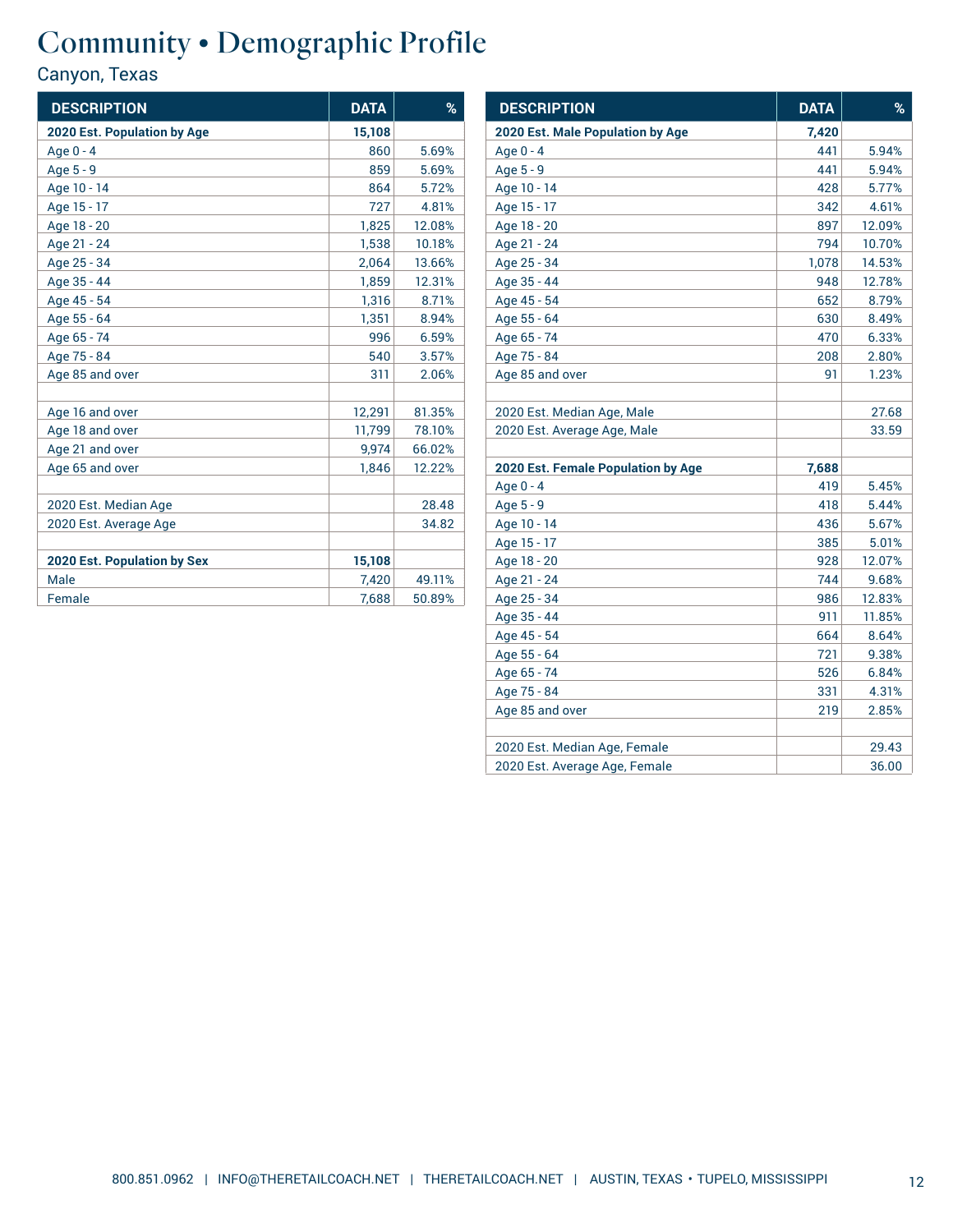# Community • Demographic Profile

Canyon, Texas

| DESCRIPTION | DATA | % |
|---|---|---|
| **2020 Est. Population by Age** | **15,108** | |
| Age 0 - 4 | 860 | 5.69% |
| Age 5 - 9 | 859 | 5.69% |
| Age 10 - 14 | 864 | 5.72% |
| Age 15 - 17 | 727 | 4.81% |
| Age 18 - 20 | 1,825 | 12.08% |
| Age 21 - 24 | 1,538 | 10.18% |
| Age 25 - 34 | 2,064 | 13.66% |
| Age 35 - 44 | 1,859 | 12.31% |
| Age 45 - 54 | 1,316 | 8.71% |
| Age 55 - 64 | 1,351 | 8.94% |
| Age 65 - 74 | 996 | 6.59% |
| Age 75 - 84 | 540 | 3.57% |
| Age 85 and over | 311 | 2.06% |
| | | |
| Age 16 and over | 12,291 | 81.35% |
| Age 18 and over | 11,799 | 78.10% |
| Age 21 and over | 9,974 | 66.02% |
| Age 65 and over | 1,846 | 12.22% |
| | | |
| 2020 Est. Median Age | | 28.48 |
| 2020 Est. Average Age | | 34.82 |
| | | |
| **2020 Est. Population by Sex** | **15,108** | |
| Male | 7,420 | 49.11% |
| Female | 7,688 | 50.89% |

| DESCRIPTION | DATA | % |
|---|---|---|
| **2020 Est. Male Population by Age** | **7,420** | |
| Age 0 - 4 | 441 | 5.94% |
| Age 5 - 9 | 441 | 5.94% |
| Age 10 - 14 | 428 | 5.77% |
| Age 15 - 17 | 342 | 4.61% |
| Age 18 - 20 | 897 | 12.09% |
| Age 21 - 24 | 794 | 10.70% |
| Age 25 - 34 | 1,078 | 14.53% |
| Age 35 - 44 | 948 | 12.78% |
| Age 45 - 54 | 652 | 8.79% |
| Age 55 - 64 | 630 | 8.49% |
| Age 65 - 74 | 470 | 6.33% |
| Age 75 - 84 | 208 | 2.80% |
| Age 85 and over | 91 | 1.23% |
| | | |
| 2020 Est. Median Age, Male | | 27.68 |
| 2020 Est. Average Age, Male | | 33.59 |
| | | |
| **2020 Est. Female Population by Age** | **7,688** | |
| Age 0 - 4 | 419 | 5.45% |
| Age 5 - 9 | 418 | 5.44% |
| Age 10 - 14 | 436 | 5.67% |
| Age 15 - 17 | 385 | 5.01% |
| Age 18 - 20 | 928 | 12.07% |
| Age 21 - 24 | 744 | 9.68% |
| Age 25 - 34 | 986 | 12.83% |
| Age 35 - 44 | 911 | 11.85% |
| Age 45 - 54 | 664 | 8.64% |
| Age 55 - 64 | 721 | 9.38% |
| Age 65 - 74 | 526 | 6.84% |
| Age 75 - 84 | 331 | 4.31% |
| Age 85 and over | 219 | 2.85% |
| | | |
| 2020 Est. Median Age, Female | | 29.43 |
| 2020 Est. Average Age, Female | | 36.00 |

800.851.0962 | INFO@THERETAILCOACH.NET | THERETAILCOACH.NET | AUSTIN, TEXAS • TUPELO, MISSISSIPPI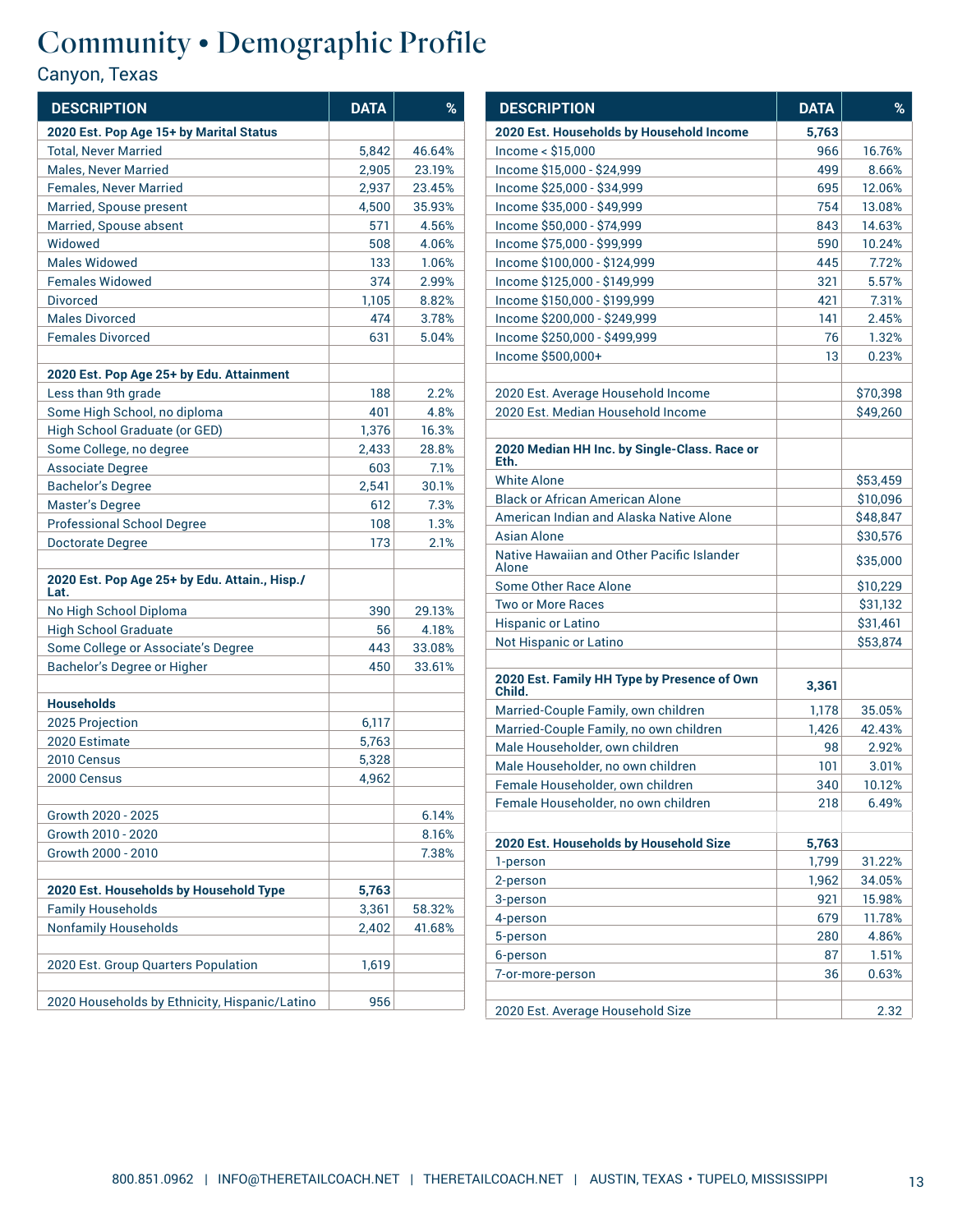# Community • Demographic Profile

Canyon, Texas

| DESCRIPTION | DATA | % |
|---|---|---|
| **2020 Est. Pop Age 15+ by Marital Status** | | |
| Total, Never Married | 5,842 | 46.64% |
| Males, Never Married | 2,905 | 23.19% |
| Females, Never Married | 2,937 | 23.45% |
| Married, Spouse present | 4,500 | 35.93% |
| Married, Spouse absent | 571 | 4.56% |
| Widowed | 508 | 4.06% |
| Males Widowed | 133 | 1.06% |
| Females Widowed | 374 | 2.99% |
| Divorced | 1,105 | 8.82% |
| Males Divorced | 474 | 3.78% |
| Females Divorced | 631 | 5.04% |
| | | |
| **2020 Est. Pop Age 25+ by Edu. Attainment** | | |
| Less than 9th grade | 188 | 2.2% |
| Some High School, no diploma | 401 | 4.8% |
| High School Graduate (or GED) | 1,376 | 16.3% |
| Some College, no degree | 2,433 | 28.8% |
| Associate Degree | 603 | 7.1% |
| Bachelor's Degree | 2,541 | 30.1% |
| Master's Degree | 612 | 7.3% |
| Professional School Degree | 108 | 1.3% |
| Doctorate Degree | 173 | 2.1% |
| | | |
| **2020 Est. Pop Age 25+ by Edu. Attain., Hisp./Lat.** | | |
| No High School Diploma | 390 | 29.13% |
| High School Graduate | 56 | 4.18% |
| Some College or Associate's Degree | 443 | 33.08% |
| Bachelor's Degree or Higher | 450 | 33.61% |
| | | |
| **Households** | | |
| 2025 Projection | 6,117 | |
| 2020 Estimate | 5,763 | |
| 2010 Census | 5,328 | |
| 2000 Census | 4,962 | |
| | | |
| Growth 2020 - 2025 | | 6.14% |
| Growth 2010 - 2020 | | 8.16% |
| Growth 2000 - 2010 | | 7.38% |
| | | |
| **2020 Est. Households by Household Type** | **5,763** | |
| Family Households | 3,361 | 58.32% |
| Nonfamily Households | 2,402 | 41.68% |
| | | |
| 2020 Est. Group Quarters Population | 1,619 | |
| | | |
| 2020 Households by Ethnicity, Hispanic/Latino | 956 | |

| DESCRIPTION | DATA | % |
|---|---|---|
| **2020 Est. Households by Household Income** | **5,763** | |
| Income < $15,000 | 966 | 16.76% |
| Income $15,000 - $24,999 | 499 | 8.66% |
| Income $25,000 - $34,999 | 695 | 12.06% |
| Income $35,000 - $49,999 | 754 | 13.08% |
| Income $50,000 - $74,999 | 843 | 14.63% |
| Income $75,000 - $99,999 | 590 | 10.24% |
| Income $100,000 - $124,999 | 445 | 7.72% |
| Income $125,000 - $149,999 | 321 | 5.57% |
| Income $150,000 - $199,999 | 421 | 7.31% |
| Income $200,000 - $249,999 | 141 | 2.45% |
| Income $250,000 - $499,999 | 76 | 1.32% |
| Income $500,000+ | 13 | 0.23% |
| | | |
| 2020 Est. Average Household Income | | $70,398 |
| 2020 Est. Median Household Income | | $49,260 |
| | | |
| **2020 Median HH Inc. by Single-Class. Race or Eth.** | | |
| White Alone | | $53,459 |
| Black or African American Alone | | $10,096 |
| American Indian and Alaska Native Alone | | $48,847 |
| Asian Alone | | $30,576 |
| Native Hawaiian and Other Pacific Islander Alone | | $35,000 |
| Some Other Race Alone | | $10,229 |
| Two or More Races | | $31,132 |
| Hispanic or Latino | | $31,461 |
| Not Hispanic or Latino | | $53,874 |
| | | |
| **2020 Est. Family HH Type by Presence of Own Child.** | **3,361** | |
| Married-Couple Family, own children | 1,178 | 35.05% |
| Married-Couple Family, no own children | 1,426 | 42.43% |
| Male Householder, own children | 98 | 2.92% |
| Male Householder, no own children | 101 | 3.01% |
| Female Householder, own children | 340 | 10.12% |
| Female Householder, no own children | 218 | 6.49% |
| | | |
| **2020 Est. Households by Household Size** | **5,763** | |
| 1-person | 1,799 | 31.22% |
| 2-person | 1,962 | 34.05% |
| 3-person | 921 | 15.98% |
| 4-person | 679 | 11.78% |
| 5-person | 280 | 4.86% |
| 6-person | 87 | 1.51% |
| 7-or-more-person | 36 | 0.63% |
| | | |
| 2020 Est. Average Household Size | | 2.32 |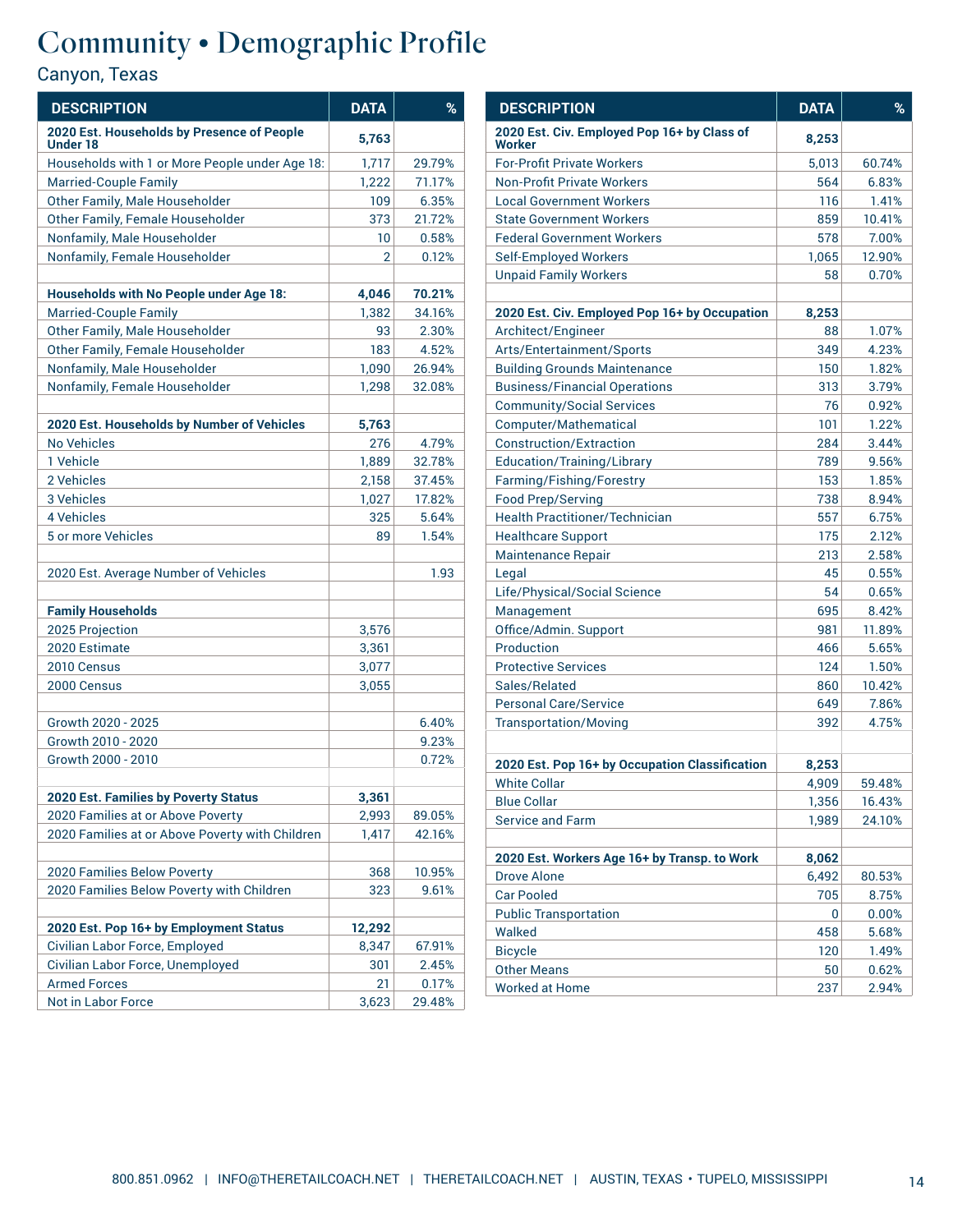# Community • Demographic Profile

Canyon, Texas

| DESCRIPTION | DATA | % |
|---|---|---|
| **2020 Est. Households by Presence of People Under 18** | **5,763** | |
| Households with 1 or More People under Age 18: | 1,717 | 29.79% |
| Married-Couple Family | 1,222 | 71.17% |
| Other Family, Male Householder | 109 | 6.35% |
| Other Family, Female Householder | 373 | 21.72% |
| Nonfamily, Male Householder | 10 | 0.58% |
| Nonfamily, Female Householder | 2 | 0.12% |
| | | |
| **Households with No People under Age 18:** | **4,046** | **70.21%** |
| Married-Couple Family | 1,382 | 34.16% |
| Other Family, Male Householder | 93 | 2.30% |
| Other Family, Female Householder | 183 | 4.52% |
| Nonfamily, Male Householder | 1,090 | 26.94% |
| Nonfamily, Female Householder | 1,298 | 32.08% |
| | | |
| **2020 Est. Households by Number of Vehicles** | **5,763** | |
| No Vehicles | 276 | 4.79% |
| 1 Vehicle | 1,889 | 32.78% |
| 2 Vehicles | 2,158 | 37.45% |
| 3 Vehicles | 1,027 | 17.82% |
| 4 Vehicles | 325 | 5.64% |
| 5 or more Vehicles | 89 | 1.54% |
| | | |
| 2020 Est. Average Number of Vehicles | | 1.93 |
| | | |
| **Family Households** | | |
| 2025 Projection | 3,576 | |
| 2020 Estimate | 3,361 | |
| 2010 Census | 3,077 | |
| 2000 Census | 3,055 | |
| | | |
| Growth 2020 - 2025 | | 6.40% |
| Growth 2010 - 2020 | | 9.23% |
| Growth 2000 - 2010 | | 0.72% |
| | | |
| **2020 Est. Families by Poverty Status** | **3,361** | |
| 2020 Families at or Above Poverty | 2,993 | 89.05% |
| 2020 Families at or Above Poverty with Children | 1,417 | 42.16% |
| | | |
| 2020 Families Below Poverty | 368 | 10.95% |
| 2020 Families Below Poverty with Children | 323 | 9.61% |
| | | |
| **2020 Est. Pop 16+ by Employment Status** | **12,292** | |
| Civilian Labor Force, Employed | 8,347 | 67.91% |
| Civilian Labor Force, Unemployed | 301 | 2.45% |
| Armed Forces | 21 | 0.17% |
| Not in Labor Force | 3,623 | 29.48% |

| DESCRIPTION | DATA | % |
|---|---|---|
| **2020 Est. Civ. Employed Pop 16+ by Class of Worker** | **8,253** | |
| For-Profit Private Workers | 5,013 | 60.74% |
| Non-Profit Private Workers | 564 | 6.83% |
| Local Government Workers | 116 | 1.41% |
| State Government Workers | 859 | 10.41% |
| Federal Government Workers | 578 | 7.00% |
| Self-Employed Workers | 1,065 | 12.90% |
| Unpaid Family Workers | 58 | 0.70% |
| | | |
| **2020 Est. Civ. Employed Pop 16+ by Occupation** | **8,253** | |
| Architect/Engineer | 88 | 1.07% |
| Arts/Entertainment/Sports | 349 | 4.23% |
| Building Grounds Maintenance | 150 | 1.82% |
| Business/Financial Operations | 313 | 3.79% |
| Community/Social Services | 76 | 0.92% |
| Computer/Mathematical | 101 | 1.22% |
| Construction/Extraction | 284 | 3.44% |
| Education/Training/Library | 789 | 9.56% |
| Farming/Fishing/Forestry | 153 | 1.85% |
| Food Prep/Serving | 738 | 8.94% |
| Health Practitioner/Technician | 557 | 6.75% |
| Healthcare Support | 175 | 2.12% |
| Maintenance Repair | 213 | 2.58% |
| Legal | 45 | 0.55% |
| Life/Physical/Social Science | 54 | 0.65% |
| Management | 695 | 8.42% |
| Office/Admin. Support | 981 | 11.89% |
| Production | 466 | 5.65% |
| Protective Services | 124 | 1.50% |
| Sales/Related | 860 | 10.42% |
| Personal Care/Service | 649 | 7.86% |
| Transportation/Moving | 392 | 4.75% |
| | | |
| **2020 Est. Pop 16+ by Occupation Classification** | **8,253** | |
| White Collar | 4,909 | 59.48% |
| Blue Collar | 1,356 | 16.43% |
| Service and Farm | 1,989 | 24.10% |
| | | |
| **2020 Est. Workers Age 16+ by Transp. to Work** | **8,062** | |
| Drove Alone | 6,492 | 80.53% |
| Car Pooled | 705 | 8.75% |
| Public Transportation | 0 | 0.00% |
| Walked | 458 | 5.68% |
| Bicycle | 120 | 1.49% |
| Other Means | 50 | 0.62% |
| Worked at Home | 237 | 2.94% |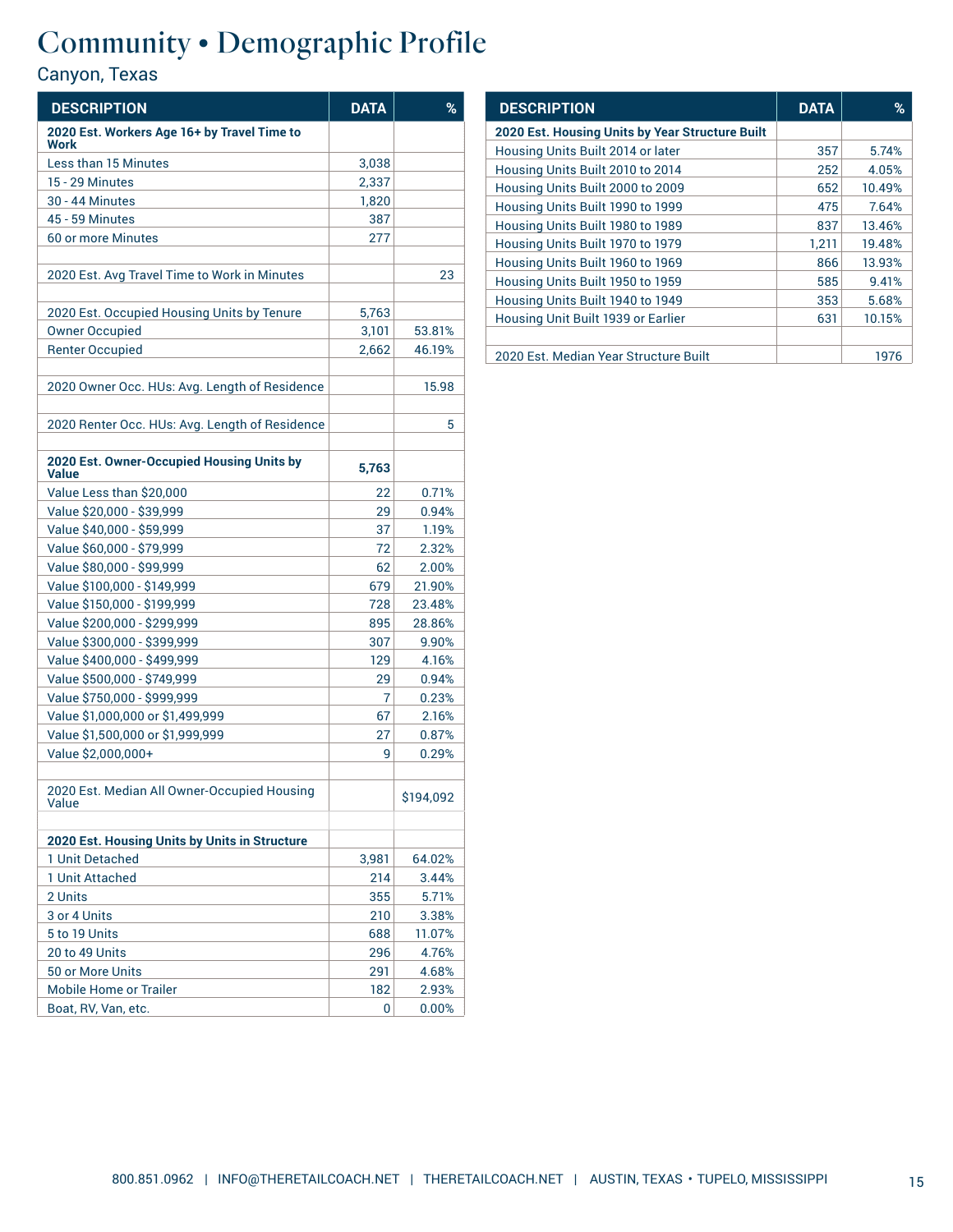# Community • Demographic Profile

Canyon, Texas

| DESCRIPTION | DATA | % |
|---|---|---|
| **2020 Est. Workers Age 16+ by Travel Time to Work** | | |
| Less than 15 Minutes | 3,038 | |
| 15 - 29 Minutes | 2,337 | |
| 30 - 44 Minutes | 1,820 | |
| 45 - 59 Minutes | 387 | |
| 60 or more Minutes | 277 | |
| | | |
| 2020 Est. Avg Travel Time to Work in Minutes | | 23 |
| | | |
| 2020 Est. Occupied Housing Units by Tenure | 5,763 | |
| Owner Occupied | 3,101 | 53.81% |
| Renter Occupied | 2,662 | 46.19% |
| | | |
| 2020 Owner Occ. HUs: Avg. Length of Residence | | 15.98 |
| | | |
| 2020 Renter Occ. HUs: Avg. Length of Residence | | 5 |
| | | |
| **2020 Est. Owner-Occupied Housing Units by Value** | **5,763** | |
| Value Less than $20,000 | 22 | 0.71% |
| Value $20,000 - $39,999 | 29 | 0.94% |
| Value $40,000 - $59,999 | 37 | 1.19% |
| Value $60,000 - $79,999 | 72 | 2.32% |
| Value $80,000 - $99,999 | 62 | 2.00% |
| Value $100,000 - $149,999 | 679 | 21.90% |
| Value $150,000 - $199,999 | 728 | 23.48% |
| Value $200,000 - $299,999 | 895 | 28.86% |
| Value $300,000 - $399,999 | 307 | 9.90% |
| Value $400,000 - $499,999 | 129 | 4.16% |
| Value $500,000 - $749,999 | 29 | 0.94% |
| Value $750,000 - $999,999 | 7 | 0.23% |
| Value $1,000,000 or $1,499,999 | 67 | 2.16% |
| Value $1,500,000 or $1,999,999 | 27 | 0.87% |
| Value $2,000,000+ | 9 | 0.29% |
| | | |
| 2020 Est. Median All Owner-Occupied Housing Value | | $194,092 |
| | | |
| **2020 Est. Housing Units by Units in Structure** | | |
| 1 Unit Detached | 3,981 | 64.02% |
| 1 Unit Attached | 214 | 3.44% |
| 2 Units | 355 | 5.71% |
| 3 or 4 Units | 210 | 3.38% |
| 5 to 19 Units | 688 | 11.07% |
| 20 to 49 Units | 296 | 4.76% |
| 50 or More Units | 291 | 4.68% |
| Mobile Home or Trailer | 182 | 2.93% |
| Boat, RV, Van, etc. | 0 | 0.00% |

| DESCRIPTION | DATA | % |
|---|---|---|
| **2020 Est. Housing Units by Year Structure Built** | | |
| Housing Units Built 2014 or later | 357 | 5.74% |
| Housing Units Built 2010 to 2014 | 252 | 4.05% |
| Housing Units Built 2000 to 2009 | 652 | 10.49% |
| Housing Units Built 1990 to 1999 | 475 | 7.64% |
| Housing Units Built 1980 to 1989 | 837 | 13.46% |
| Housing Units Built 1970 to 1979 | 1,211 | 19.48% |
| Housing Units Built 1960 to 1969 | 866 | 13.93% |
| Housing Units Built 1950 to 1959 | 585 | 9.41% |
| Housing Units Built 1940 to 1949 | 353 | 5.68% |
| Housing Unit Built 1939 or Earlier | 631 | 10.15% |
| | | |
| 2020 Est. Median Year Structure Built | | 1976 |

800.851.0962 | INFO@THERETAILCOACH.NET | THERETAILCOACH.NET | AUSTIN, TEXAS • TUPELO, MISSISSIPPI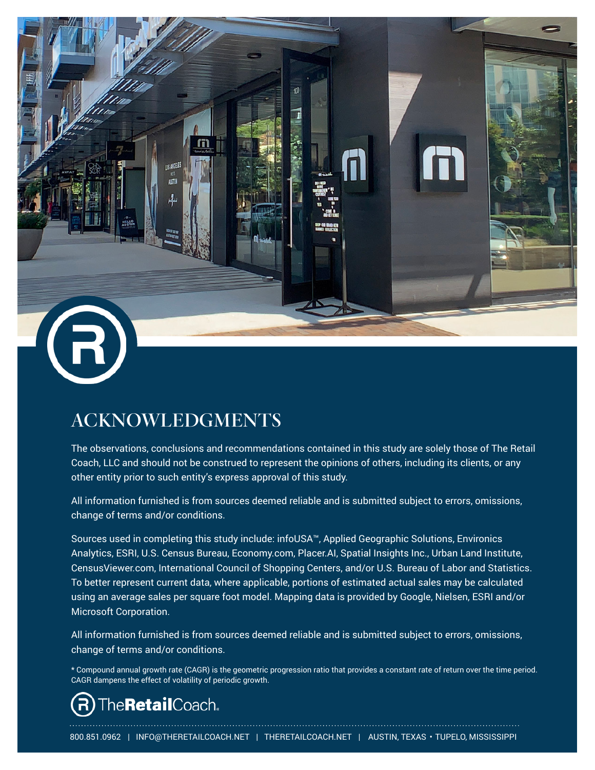# ACKNOWLEDGMENTS

The observations, conclusions and recommendations contained in this study are solely those of The Retail Coach, LLC and should not be construed to represent the opinions of others, including its clients, or any other entity prior to such entity's express approval of this study.

All information furnished is from sources deemed reliable and is submitted subject to errors, omissions, change of terms and/or conditions.

Sources used in completing this study include: infoUSA™, Applied Geographic Solutions, Environics Analytics, ESRI, U.S. Census Bureau, Economy.com, Placer.AI, Spatial Insights Inc., Urban Land Institute, CensusViewer.com, International Council of Shopping Centers, and/or U.S. Bureau of Labor and Statistics. To better represent current data, where applicable, portions of estimated actual sales may be calculated using an average sales per square foot model. Mapping data is provided by Google, Nielsen, ESRI and/or Microsoft Corporation.

All information furnished is from sources deemed reliable and is submitted subject to errors, omissions, change of terms and/or conditions.

* Compound annual growth rate (CAGR) is the geometric progression ratio that provides a constant rate of return over the time period. CAGR dampens the effect of volatility of periodic growth.

TheRetailCoach.

800.851.0962 | INFO@THERETAILCOACH.NET | THERETAILCOACH.NET | AUSTIN, TEXAS • TUPELO, MISSISSIPPI